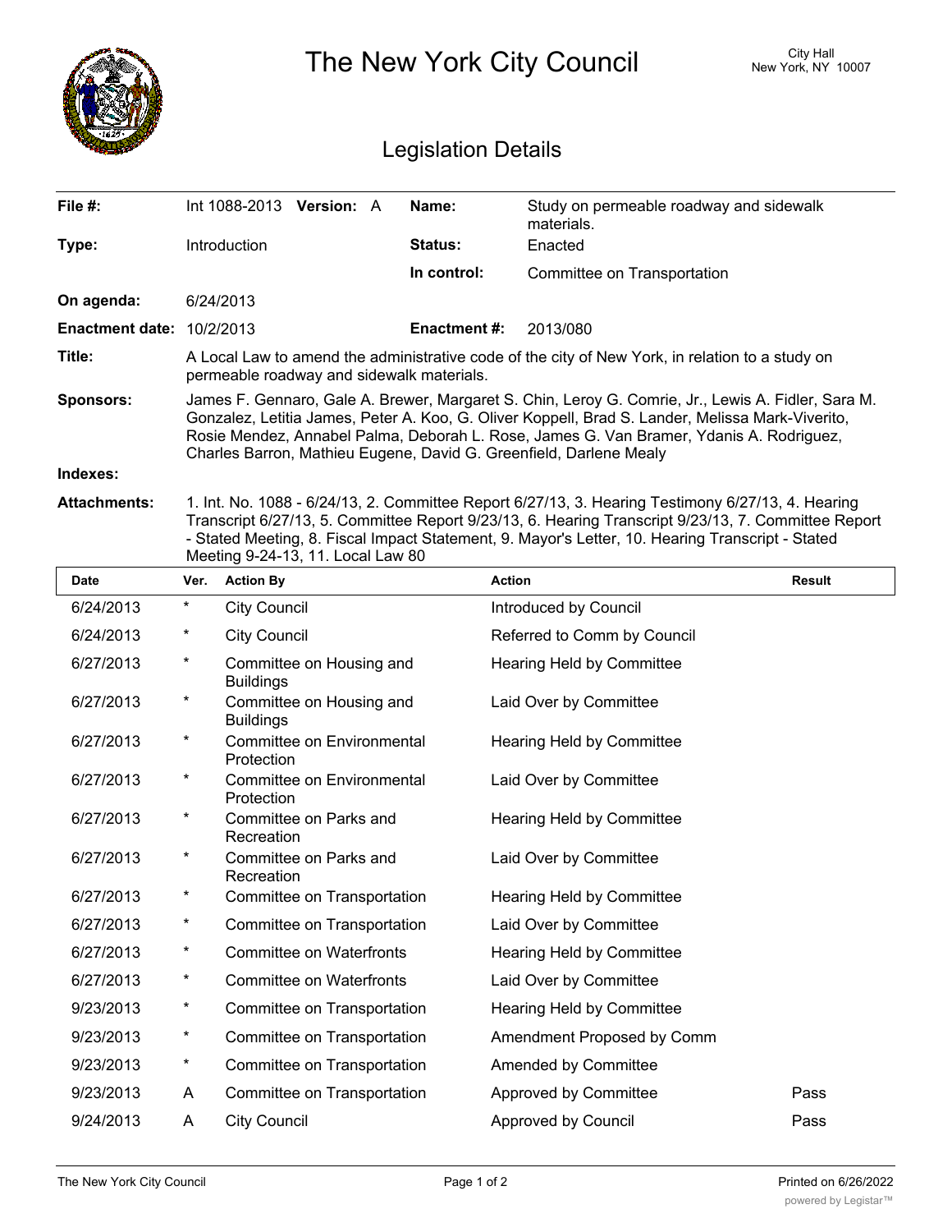# The New York City Council

City Hall
New York, NY 10007

## Legislation Details

| | | | |
|---|---|---|---|
| **File #:** | Int 1088-2013 **Version:** A | **Name:** | Study on permeable roadway and sidewalk materials. |
| **Type:** | Introduction | **Status:** | Enacted |
| | | **In control:** | Committee on Transportation |
| **On agenda:** | 6/24/2013 | | |
| **Enactment date:** | 10/2/2013 | **Enactment #:** | 2013/080 |

**Title:** A Local Law to amend the administrative code of the city of New York, in relation to a study on permeable roadway and sidewalk materials.

**Sponsors:** James F. Gennaro, Gale A. Brewer, Margaret S. Chin, Leroy G. Comrie, Jr., Lewis A. Fidler, Sara M. Gonzalez, Letitia James, Peter A. Koo, G. Oliver Koppell, Brad S. Lander, Melissa Mark-Viverito, Rosie Mendez, Annabel Palma, Deborah L. Rose, James G. Van Bramer, Ydanis A. Rodriguez, Charles Barron, Mathieu Eugene, David G. Greenfield, Darlene Mealy

**Indexes:**

**Attachments:** 1. Int. No. 1088 - 6/24/13, 2. Committee Report 6/27/13, 3. Hearing Testimony 6/27/13, 4. Hearing Transcript 6/27/13, 5. Committee Report 9/23/13, 6. Hearing Transcript 9/23/13, 7. Committee Report - Stated Meeting, 8. Fiscal Impact Statement, 9. Mayor's Letter, 10. Hearing Transcript - Stated Meeting 9-24-13, 11. Local Law 80

| Date | Ver. | Action By | Action | Result |
|---|---|---|---|---|
| 6/24/2013 | * | City Council | Introduced by Council | |
| 6/24/2013 | * | City Council | Referred to Comm by Council | |
| 6/27/2013 | * | Committee on Housing and Buildings | Hearing Held by Committee | |
| 6/27/2013 | * | Committee on Housing and Buildings | Laid Over by Committee | |
| 6/27/2013 | * | Committee on Environmental Protection | Hearing Held by Committee | |
| 6/27/2013 | * | Committee on Environmental Protection | Laid Over by Committee | |
| 6/27/2013 | * | Committee on Parks and Recreation | Hearing Held by Committee | |
| 6/27/2013 | * | Committee on Parks and Recreation | Laid Over by Committee | |
| 6/27/2013 | * | Committee on Transportation | Hearing Held by Committee | |
| 6/27/2013 | * | Committee on Transportation | Laid Over by Committee | |
| 6/27/2013 | * | Committee on Waterfronts | Hearing Held by Committee | |
| 6/27/2013 | * | Committee on Waterfronts | Laid Over by Committee | |
| 9/23/2013 | * | Committee on Transportation | Hearing Held by Committee | |
| 9/23/2013 | * | Committee on Transportation | Amendment Proposed by Comm | |
| 9/23/2013 | * | Committee on Transportation | Amended by Committee | |
| 9/23/2013 | A | Committee on Transportation | Approved by Committee | Pass |
| 9/24/2013 | A | City Council | Approved by Council | Pass |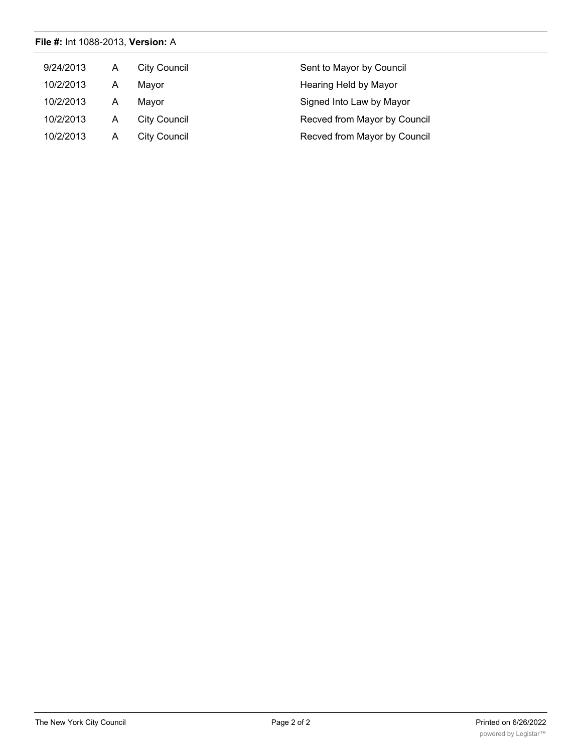**File #:** Int 1088-2013, **Version:** A

| | | | |
|---|---|---|---|
| 9/24/2013 | A | City Council | Sent to Mayor by Council |
| 10/2/2013 | A | Mayor | Hearing Held by Mayor |
| 10/2/2013 | A | Mayor | Signed Into Law by Mayor |
| 10/2/2013 | A | City Council | Recved from Mayor by Council |
| 10/2/2013 | A | City Council | Recved from Mayor by Council |